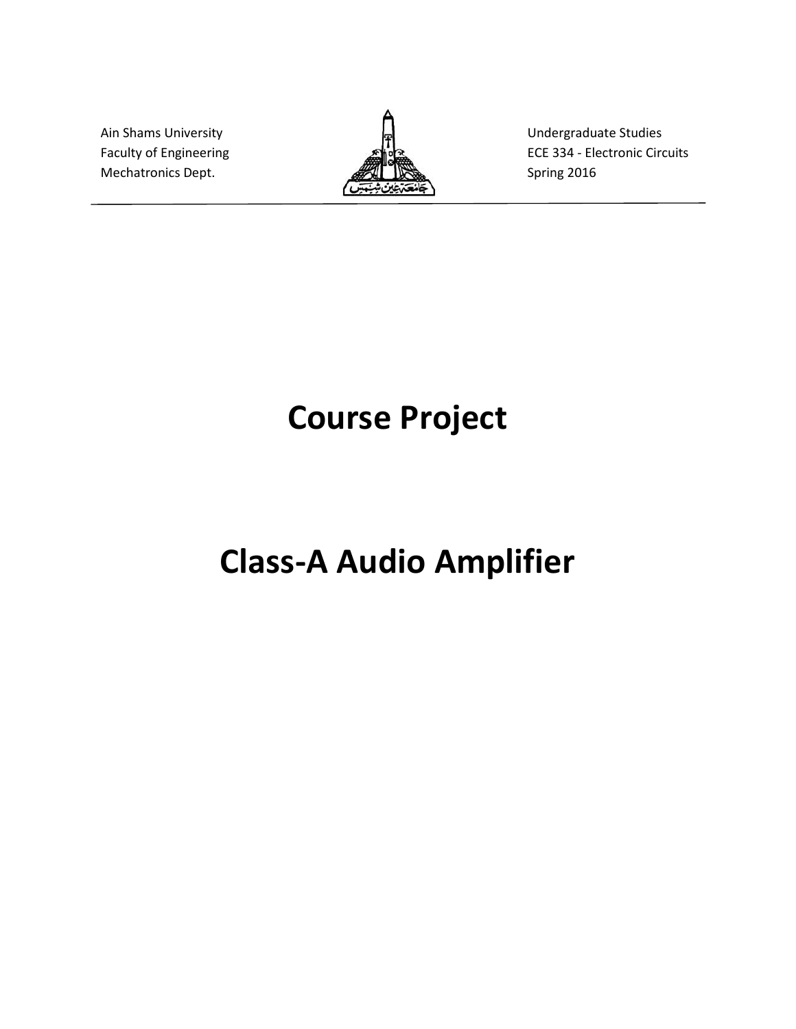Ain Shams University
Faculty of Engineering
Mechatronics Dept.

Undergraduate Studies
ECE 334 - Electronic Circuits
Spring 2016

---

# Course Project

# Class-A Audio Amplifier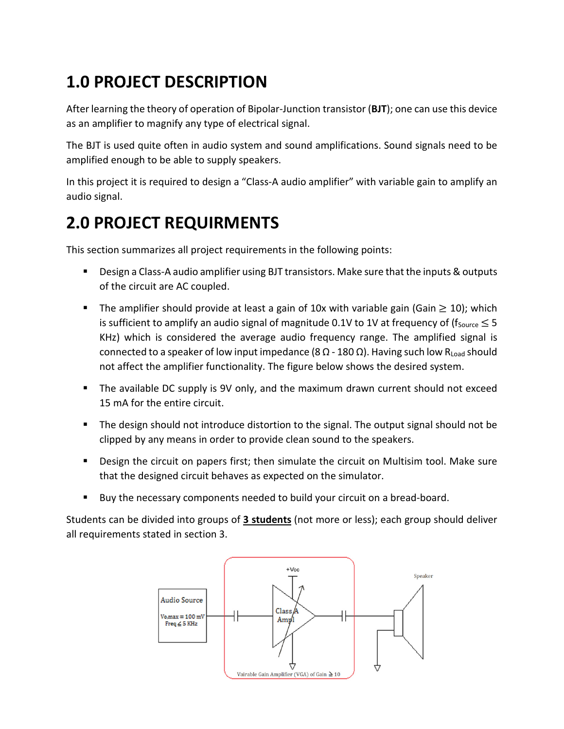# 1.0 PROJECT DESCRIPTION

After learning the theory of operation of Bipolar-Junction transistor (**BJT**); one can use this device as an amplifier to magnify any type of electrical signal.

The BJT is used quite often in audio system and sound amplifications. Sound signals need to be amplified enough to be able to supply speakers.

In this project it is required to design a "Class-A audio amplifier" with variable gain to amplify an audio signal.

# 2.0 PROJECT REQUIRMENTS

This section summarizes all project requirements in the following points:

- Design a Class-A audio amplifier using BJT transistors. Make sure that the inputs & outputs of the circuit are AC coupled.
- The amplifier should provide at least a gain of 10x with variable gain (Gain $\geq$ 10); which is sufficient to amplify an audio signal of magnitude 0.1V to 1V at frequency of ($f_{Source} \leq$ 5 KHz) which is considered the average audio frequency range. The amplified signal is connected to a speaker of low input impedance (8 Ω - 180 Ω). Having such low $R_{Load}$ should not affect the amplifier functionality. The figure below shows the desired system.
- The available DC supply is 9V only, and the maximum drawn current should not exceed 15 mA for the entire circuit.
- The design should not introduce distortion to the signal. The output signal should not be clipped by any means in order to provide clean sound to the speakers.
- Design the circuit on papers first; then simulate the circuit on Multisim tool. Make sure that the designed circuit behaves as expected on the simulator.
- Buy the necessary components needed to build your circuit on a bread-board.

Students can be divided into groups of **3 students** (not more or less); each group should deliver all requirements stated in section 3.

Audio Source $V_{o,max}$ = 100 mV Freq ≤ 5 KHz — +Vcc — Class A Ampl — Speaker

Vairable Gain Amplifier (VGA) of Gain ≥ 10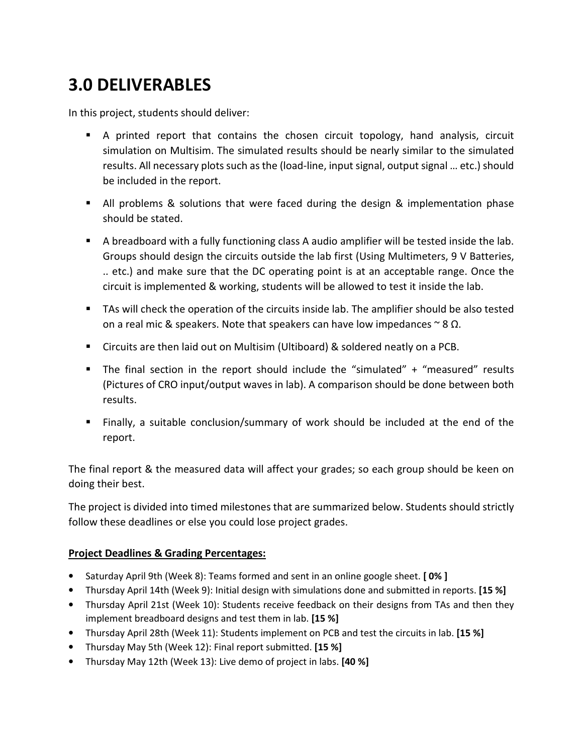# 3.0 DELIVERABLES

In this project, students should deliver:

- A printed report that contains the chosen circuit topology, hand analysis, circuit simulation on Multisim. The simulated results should be nearly similar to the simulated results. All necessary plots such as the (load-line, input signal, output signal … etc.) should be included in the report.
- All problems & solutions that were faced during the design & implementation phase should be stated.
- A breadboard with a fully functioning class A audio amplifier will be tested inside the lab. Groups should design the circuits outside the lab first (Using Multimeters, 9 V Batteries, .. etc.) and make sure that the DC operating point is at an acceptable range. Once the circuit is implemented & working, students will be allowed to test it inside the lab.
- TAs will check the operation of the circuits inside lab. The amplifier should be also tested on a real mic & speakers. Note that speakers can have low impedances ~ 8 Ω.
- Circuits are then laid out on Multisim (Ultiboard) & soldered neatly on a PCB.
- The final section in the report should include the "simulated" + "measured" results (Pictures of CRO input/output waves in lab). A comparison should be done between both results.
- Finally, a suitable conclusion/summary of work should be included at the end of the report.

The final report & the measured data will affect your grades; so each group should be keen on doing their best.

The project is divided into timed milestones that are summarized below. Students should strictly follow these deadlines or else you could lose project grades.

**Project Deadlines & Grading Percentages:**

- Saturday April 9th (Week 8): Teams formed and sent in an online google sheet. **[ 0% ]**
- Thursday April 14th (Week 9): Initial design with simulations done and submitted in reports. **[15 %]**
- Thursday April 21st (Week 10): Students receive feedback on their designs from TAs and then they implement breadboard designs and test them in lab. **[15 %]**
- Thursday April 28th (Week 11): Students implement on PCB and test the circuits in lab. **[15 %]**
- Thursday May 5th (Week 12): Final report submitted. **[15 %]**
- Thursday May 12th (Week 13): Live demo of project in labs. **[40 %]**